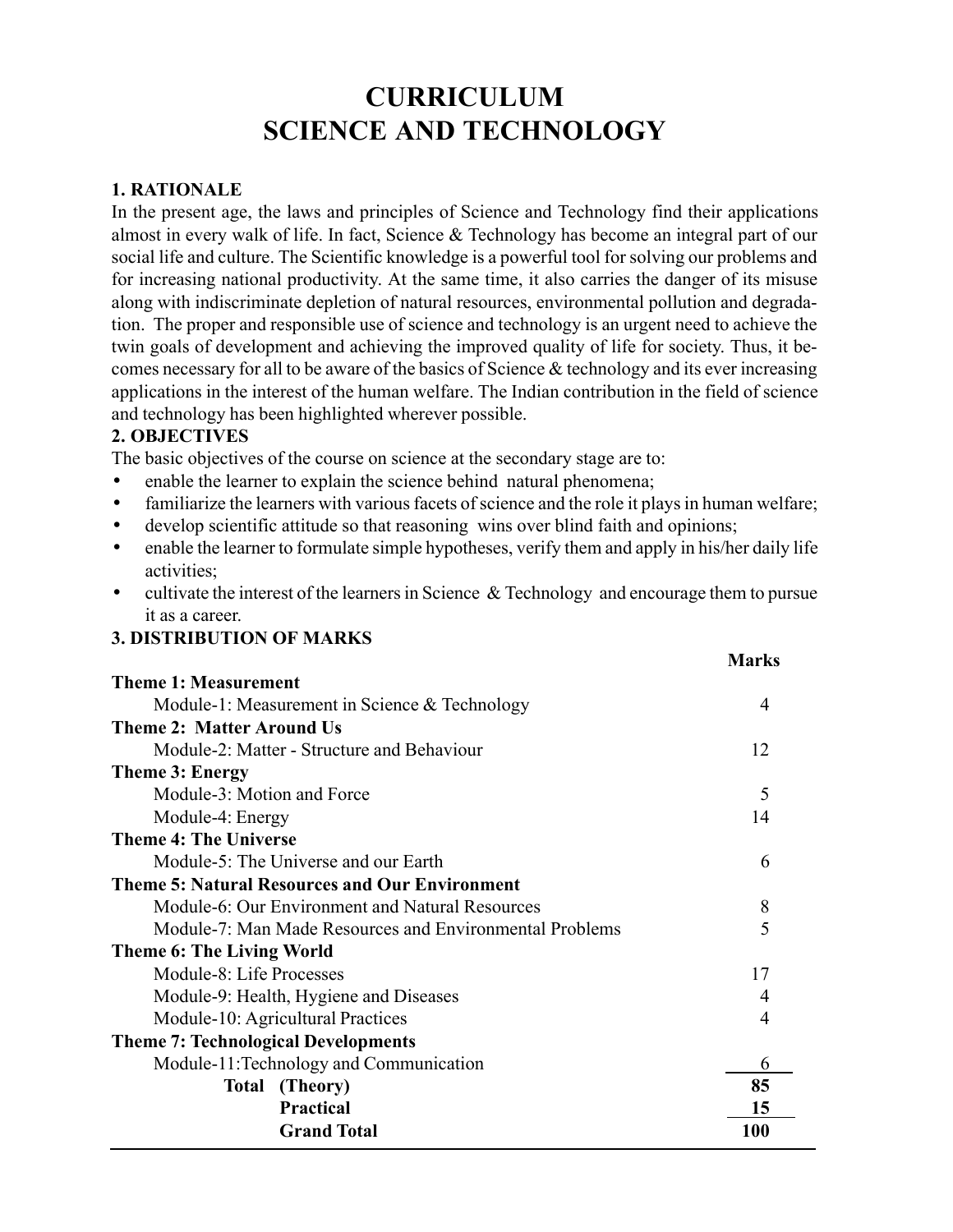# CURRICULUM
# SCIENCE AND TECHNOLOGY

### 1. RATIONALE

In the present age, the laws and principles of Science and Technology find their applications almost in every walk of life. In fact, Science & Technology has become an integral part of our social life and culture. The Scientific knowledge is a powerful tool for solving our problems and for increasing national productivity. At the same time, it also carries the danger of its misuse along with indiscriminate depletion of natural resources, environmental pollution and degradation. The proper and responsible use of science and technology is an urgent need to achieve the twin goals of development and achieving the improved quality of life for society. Thus, it becomes necessary for all to be aware of the basics of Science & technology and its ever increasing applications in the interest of the human welfare. The Indian contribution in the field of science and technology has been highlighted wherever possible.

### 2. OBJECTIVES

The basic objectives of the course on science at the secondary stage are to:

- enable the learner to explain the science behind natural phenomena;
- familiarize the learners with various facets of science and the role it plays in human welfare;
- develop scientific attitude so that reasoning wins over blind faith and opinions;
- enable the learner to formulate simple hypotheses, verify them and apply in his/her daily life activities;
- cultivate the interest of the learners in Science & Technology and encourage them to pursue it as a career.

### 3. DISTRIBUTION OF MARKS

| | Marks |
|---|---|
| **Theme 1: Measurement** | |
| Module-1: Measurement in Science & Technology | 4 |
| **Theme 2: Matter Around Us** | |
| Module-2: Matter - Structure and Behaviour | 12 |
| **Theme 3: Energy** | |
| Module-3: Motion and Force | 5 |
| Module-4: Energy | 14 |
| **Theme 4: The Universe** | |
| Module-5: The Universe and our Earth | 6 |
| **Theme 5: Natural Resources and Our Environment** | |
| Module-6: Our Environment and Natural Resources | 8 |
| Module-7: Man Made Resources and Environmental Problems | 5 |
| **Theme 6: The Living World** | |
| Module-8: Life Processes | 17 |
| Module-9: Health, Hygiene and Diseases | 4 |
| Module-10: Agricultural Practices | 4 |
| **Theme 7: Technological Developments** | |
| Module-11: Technology and Communication | 6 |
| **Total (Theory)** | **85** |
| **Practical** | **15** |
| **Grand Total** | **100** |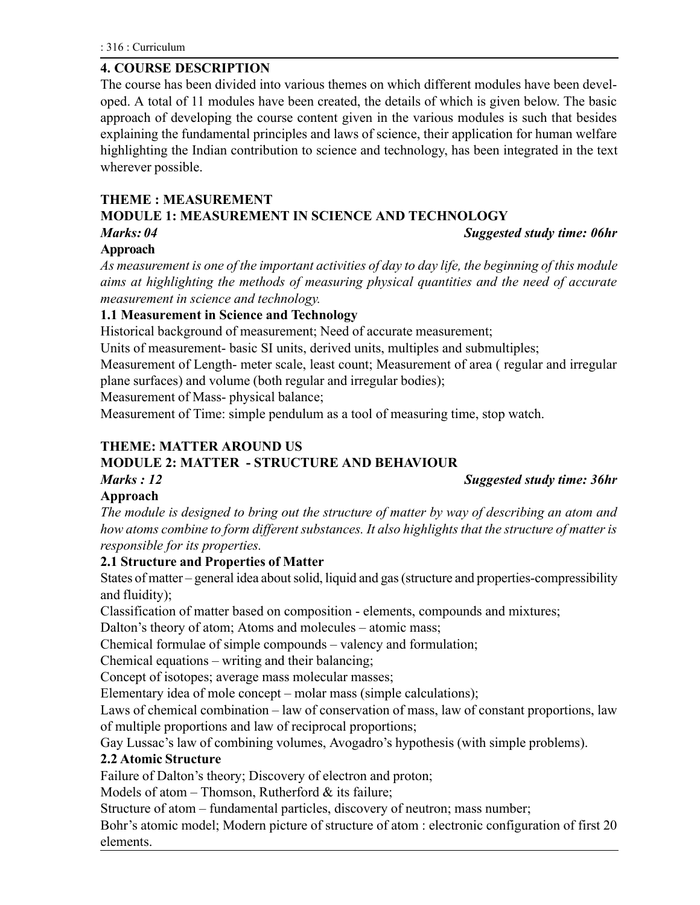## 4. COURSE DESCRIPTION

The course has been divided into various themes on which different modules have been developed. A total of 11 modules have been created, the details of which is given below. The basic approach of developing the course content given in the various modules is such that besides explaining the fundamental principles and laws of science, their application for human welfare highlighting the Indian contribution to science and technology, has been integrated in the text wherever possible.

### THEME : MEASUREMENT

### MODULE 1: MEASUREMENT IN SCIENCE AND TECHNOLOGY

***Marks: 04*** ***Suggested study time: 06hr***

**Approach**

*As measurement is one of the important activities of day to day life, the beginning of this module aims at highlighting the methods of measuring physical quantities and the need of accurate measurement in science and technology.*

**1.1 Measurement in Science and Technology**

Historical background of measurement; Need of accurate measurement;

Units of measurement- basic SI units, derived units, multiples and submultiples;

Measurement of Length- meter scale, least count; Measurement of area ( regular and irregular plane surfaces) and volume (both regular and irregular bodies);

Measurement of Mass- physical balance;

Measurement of Time: simple pendulum as a tool of measuring time, stop watch.

### THEME: MATTER AROUND US

### MODULE 2: MATTER - STRUCTURE AND BEHAVIOUR

***Marks : 12*** ***Suggested study time: 36hr***

**Approach**

*The module is designed to bring out the structure of matter by way of describing an atom and how atoms combine to form different substances. It also highlights that the structure of matter is responsible for its properties.*

**2.1 Structure and Properties of Matter**

States of matter – general idea about solid, liquid and gas (structure and properties-compressibility and fluidity);

Classification of matter based on composition - elements, compounds and mixtures;

Dalton's theory of atom; Atoms and molecules – atomic mass;

Chemical formulae of simple compounds – valency and formulation;

Chemical equations – writing and their balancing;

Concept of isotopes; average mass molecular masses;

Elementary idea of mole concept – molar mass (simple calculations);

Laws of chemical combination – law of conservation of mass, law of constant proportions, law of multiple proportions and law of reciprocal proportions;

Gay Lussac's law of combining volumes, Avogadro's hypothesis (with simple problems).

**2.2 Atomic Structure**

Failure of Dalton's theory; Discovery of electron and proton;

Models of atom – Thomson, Rutherford & its failure;

Structure of atom – fundamental particles, discovery of neutron; mass number;

Bohr's atomic model; Modern picture of structure of atom : electronic configuration of first 20 elements.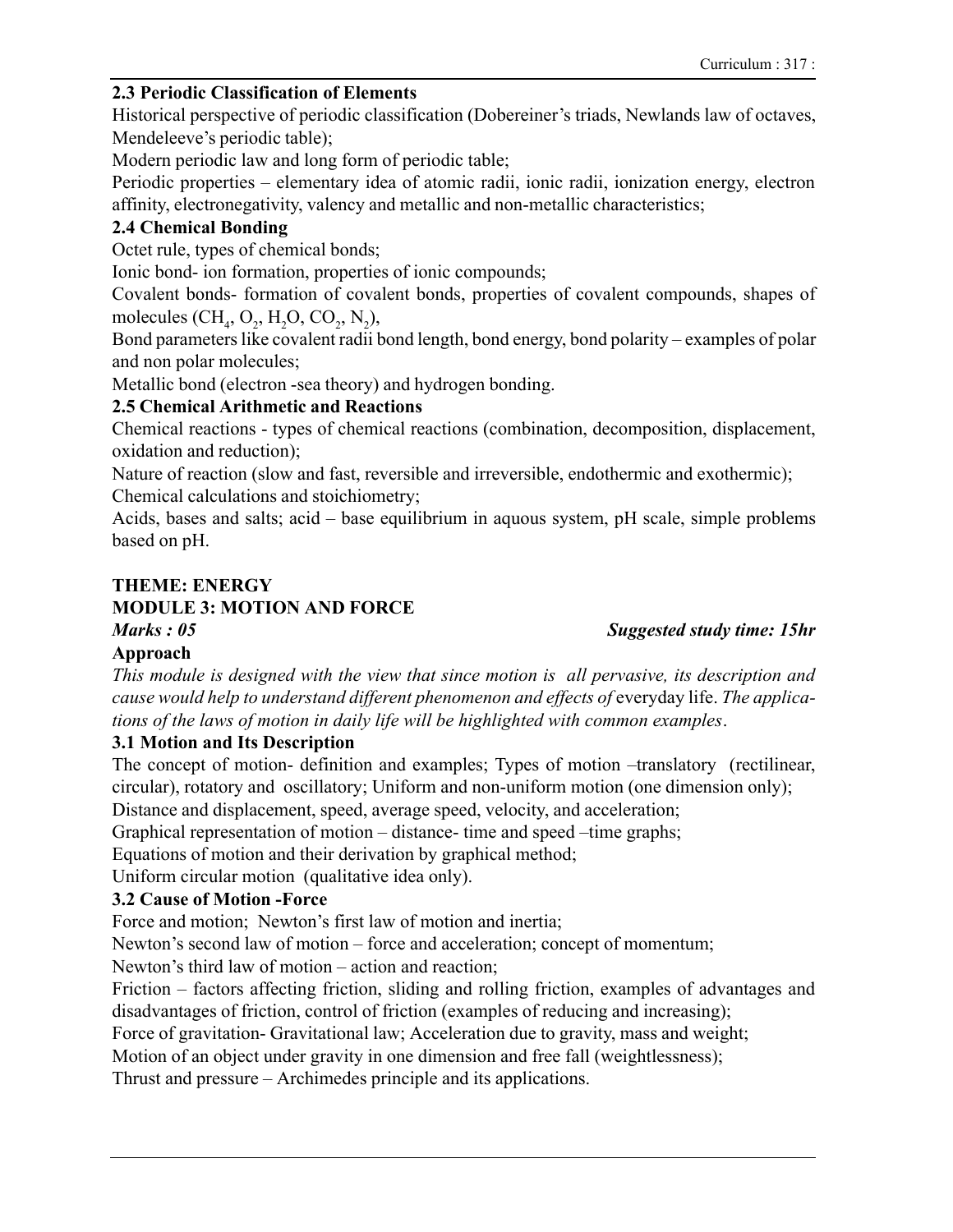### 2.3 Periodic Classification of Elements

Historical perspective of periodic classification (Dobereiner's triads, Newlands law of octaves, Mendeleeve's periodic table);

Modern periodic law and long form of periodic table;

Periodic properties – elementary idea of atomic radii, ionic radii, ionization energy, electron affinity, electronegativity, valency and metallic and non-metallic characteristics;

### 2.4 Chemical Bonding

Octet rule, types of chemical bonds;

Ionic bond- ion formation, properties of ionic compounds;

Covalent bonds- formation of covalent bonds, properties of covalent compounds, shapes of molecules ($CH_4$, $O_2$, $H_2O$, $CO_2$, $N_2$),

Bond parameters like covalent radii bond length, bond energy, bond polarity – examples of polar and non polar molecules;

Metallic bond (electron -sea theory) and hydrogen bonding.

### 2.5 Chemical Arithmetic and Reactions

Chemical reactions - types of chemical reactions (combination, decomposition, displacement, oxidation and reduction);

Nature of reaction (slow and fast, reversible and irreversible, endothermic and exothermic);

Chemical calculations and stoichiometry;

Acids, bases and salts; acid – base equilibrium in aquous system, pH scale, simple problems based on pH.

## THEME: ENERGY

## MODULE 3: MOTION AND FORCE

***Marks : 05*** ***Suggested study time: 15hr***

**Approach**

*This module is designed with the view that since motion is all pervasive, its description and cause would help to understand different phenomenon and effects of* everyday life. *The applications of the laws of motion in daily life will be highlighted with common examples*.

### 3.1 Motion and Its Description

The concept of motion- definition and examples; Types of motion –translatory (rectilinear, circular), rotatory and oscillatory; Uniform and non-uniform motion (one dimension only);

Distance and displacement, speed, average speed, velocity, and acceleration;

Graphical representation of motion – distance- time and speed –time graphs;

Equations of motion and their derivation by graphical method;

Uniform circular motion (qualitative idea only).

### 3.2 Cause of Motion -Force

Force and motion; Newton's first law of motion and inertia;

Newton's second law of motion – force and acceleration; concept of momentum;

Newton's third law of motion – action and reaction;

Friction – factors affecting friction, sliding and rolling friction, examples of advantages and disadvantages of friction, control of friction (examples of reducing and increasing);

Force of gravitation- Gravitational law; Acceleration due to gravity, mass and weight;

Motion of an object under gravity in one dimension and free fall (weightlessness);

Thrust and pressure – Archimedes principle and its applications.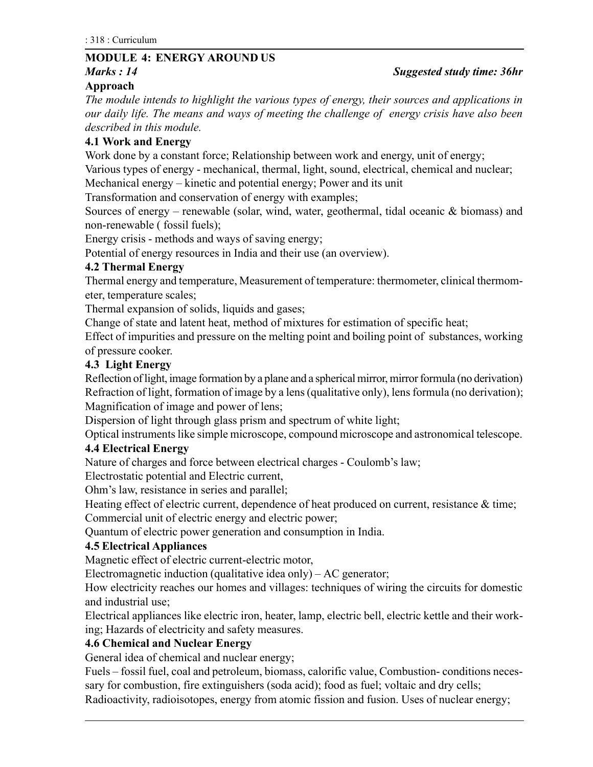## MODULE 4: ENERGY AROUND US

***Marks : 14*** ***Suggested study time: 36hr***

### Approach

*The module intends to highlight the various types of energy, their sources and applications in our daily life. The means and ways of meeting the challenge of energy crisis have also been described in this module.*

### 4.1 Work and Energy

Work done by a constant force; Relationship between work and energy, unit of energy;

Various types of energy - mechanical, thermal, light, sound, electrical, chemical and nuclear;

Mechanical energy – kinetic and potential energy; Power and its unit

Transformation and conservation of energy with examples;

Sources of energy – renewable (solar, wind, water, geothermal, tidal oceanic & biomass) and non-renewable ( fossil fuels);

Energy crisis - methods and ways of saving energy;

Potential of energy resources in India and their use (an overview).

### 4.2 Thermal Energy

Thermal energy and temperature, Measurement of temperature: thermometer, clinical thermometer, temperature scales;

Thermal expansion of solids, liquids and gases;

Change of state and latent heat, method of mixtures for estimation of specific heat;

Effect of impurities and pressure on the melting point and boiling point of substances, working of pressure cooker.

### 4.3 Light Energy

Reflection of light, image formation by a plane and a spherical mirror, mirror formula (no derivation)

Refraction of light, formation of image by a lens (qualitative only), lens formula (no derivation);

Magnification of image and power of lens;

Dispersion of light through glass prism and spectrum of white light;

Optical instruments like simple microscope, compound microscope and astronomical telescope.

### 4.4 Electrical Energy

Nature of charges and force between electrical charges - Coulomb's law;

Electrostatic potential and Electric current,

Ohm's law, resistance in series and parallel;

Heating effect of electric current, dependence of heat produced on current, resistance & time;

Commercial unit of electric energy and electric power;

Quantum of electric power generation and consumption in India.

### 4.5 Electrical Appliances

Magnetic effect of electric current-electric motor,

Electromagnetic induction (qualitative idea only) – AC generator;

How electricity reaches our homes and villages: techniques of wiring the circuits for domestic and industrial use;

Electrical appliances like electric iron, heater, lamp, electric bell, electric kettle and their working; Hazards of electricity and safety measures.

### 4.6 Chemical and Nuclear Energy

General idea of chemical and nuclear energy;

Fuels – fossil fuel, coal and petroleum, biomass, calorific value, Combustion- conditions necessary for combustion, fire extinguishers (soda acid); food as fuel; voltaic and dry cells;

Radioactivity, radioisotopes, energy from atomic fission and fusion. Uses of nuclear energy;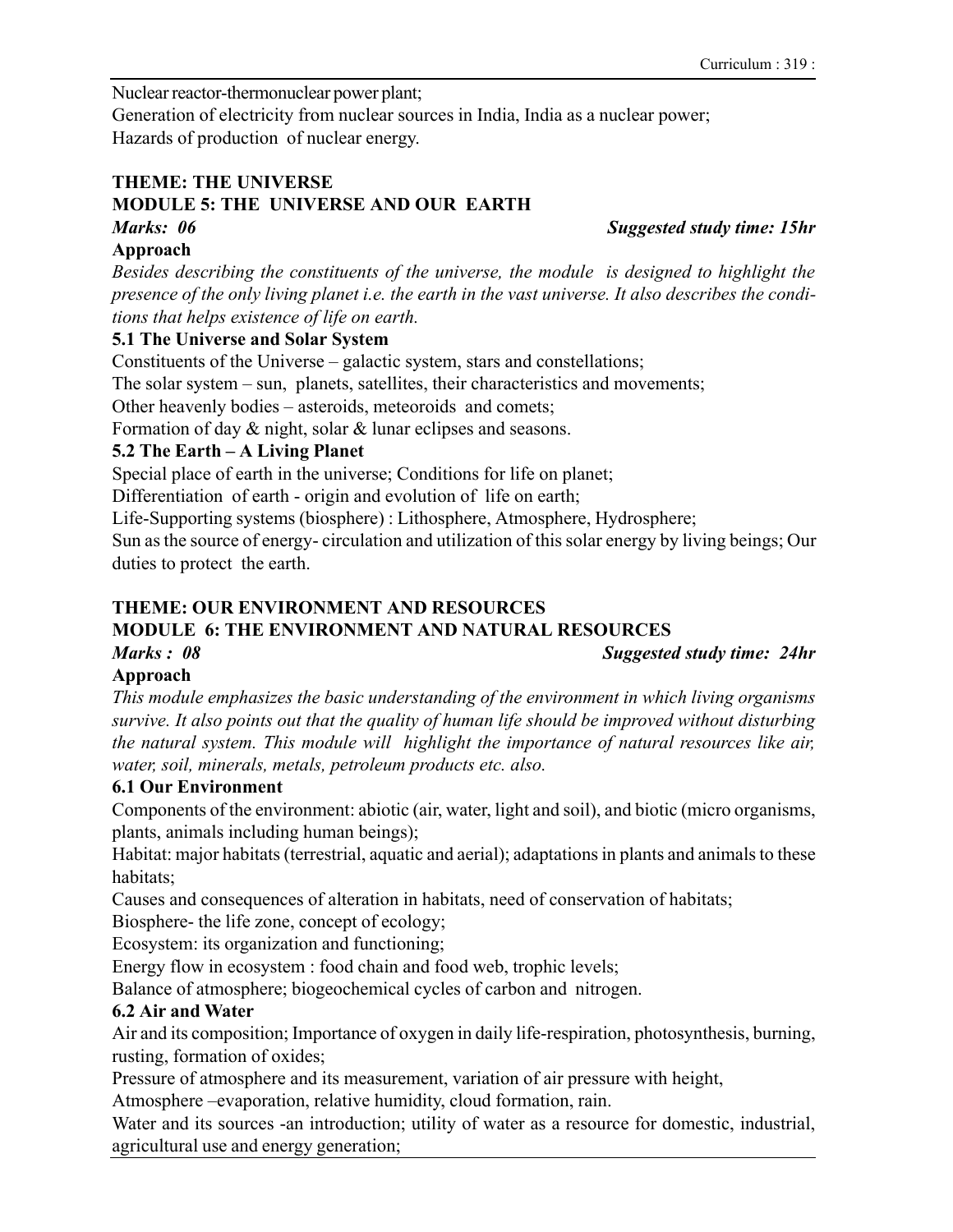Nuclear reactor-thermonuclear power plant;
Generation of electricity from nuclear sources in India, India as a nuclear power;
Hazards of production of nuclear energy.

**THEME: THE UNIVERSE**

**MODULE 5: THE UNIVERSE AND OUR EARTH**

***Marks: 06*** ***Suggested study time: 15hr***

**Approach**

*Besides describing the constituents of the universe, the module is designed to highlight the presence of the only living planet i.e. the earth in the vast universe. It also describes the conditions that helps existence of life on earth.*

**5.1 The Universe and Solar System**

Constituents of the Universe – galactic system, stars and constellations;
The solar system – sun, planets, satellites, their characteristics and movements;
Other heavenly bodies – asteroids, meteoroids and comets;
Formation of day & night, solar & lunar eclipses and seasons.

**5.2 The Earth – A Living Planet**

Special place of earth in the universe; Conditions for life on planet;
Differentiation of earth - origin and evolution of life on earth;
Life-Supporting systems (biosphere) : Lithosphere, Atmosphere, Hydrosphere;
Sun as the source of energy- circulation and utilization of this solar energy by living beings; Our duties to protect the earth.

**THEME: OUR ENVIRONMENT AND RESOURCES**

**MODULE 6: THE ENVIRONMENT AND NATURAL RESOURCES**

***Marks : 08*** ***Suggested study time: 24hr***

**Approach**

*This module emphasizes the basic understanding of the environment in which living organisms survive. It also points out that the quality of human life should be improved without disturbing the natural system. This module will highlight the importance of natural resources like air, water, soil, minerals, metals, petroleum products etc. also.*

**6.1 Our Environment**

Components of the environment: abiotic (air, water, light and soil), and biotic (micro organisms, plants, animals including human beings);
Habitat: major habitats (terrestrial, aquatic and aerial); adaptations in plants and animals to these habitats;
Causes and consequences of alteration in habitats, need of conservation of habitats;
Biosphere- the life zone, concept of ecology;
Ecosystem: its organization and functioning;
Energy flow in ecosystem : food chain and food web, trophic levels;
Balance of atmosphere; biogeochemical cycles of carbon and nitrogen.

**6.2 Air and Water**

Air and its composition; Importance of oxygen in daily life-respiration, photosynthesis, burning, rusting, formation of oxides;
Pressure of atmosphere and its measurement, variation of air pressure with height,
Atmosphere –evaporation, relative humidity, cloud formation, rain.
Water and its sources -an introduction; utility of water as a resource for domestic, industrial, agricultural use and energy generation;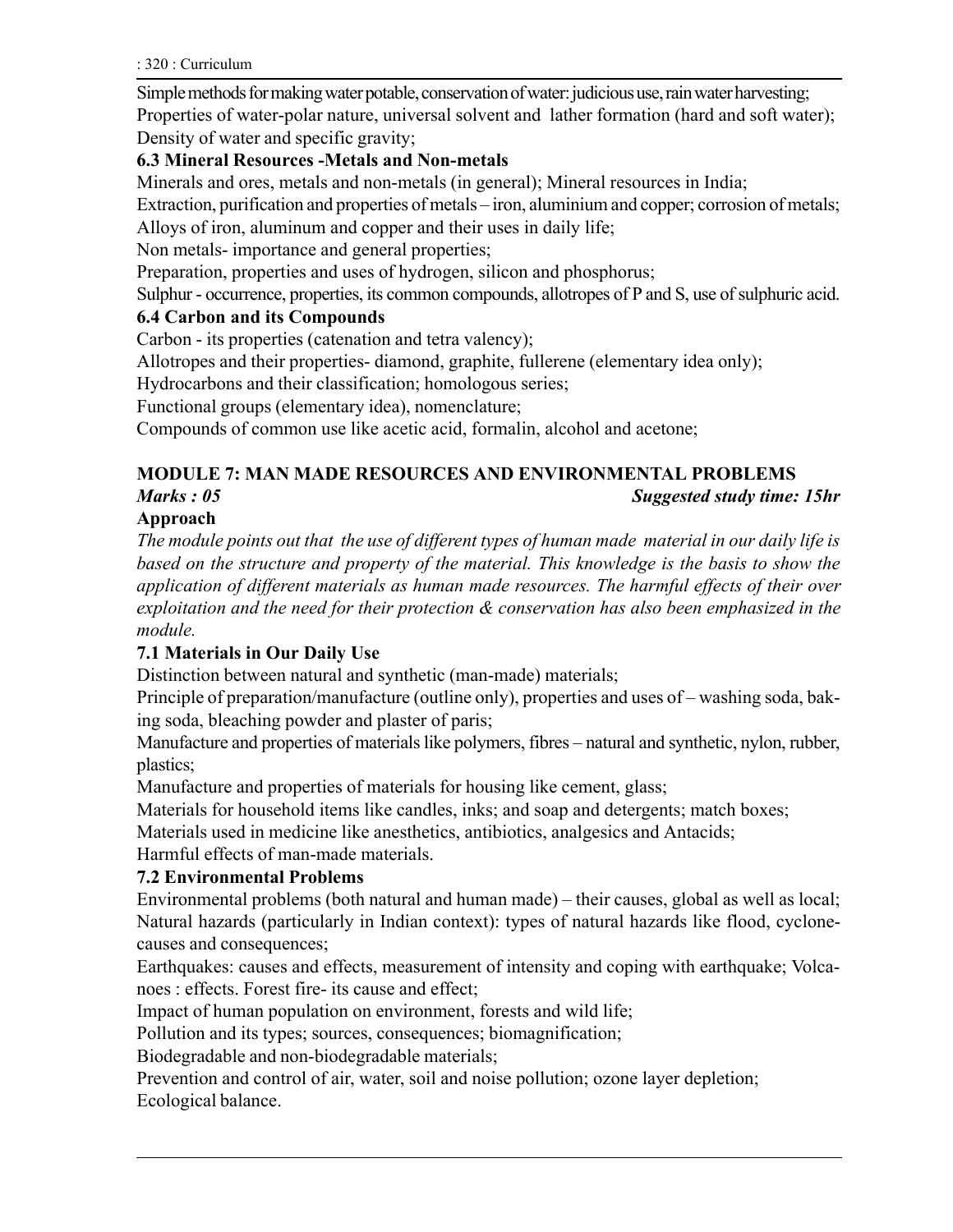Simple methods for making water potable, conservation of water: judicious use, rain water harvesting; Properties of water-polar nature, universal solvent and lather formation (hard and soft water); Density of water and specific gravity;

### 6.3 Mineral Resources -Metals and Non-metals

Minerals and ores, metals and non-metals (in general); Mineral resources in India;

Extraction, purification and properties of metals – iron, aluminium and copper; corrosion of metals;

Alloys of iron, aluminum and copper and their uses in daily life;

Non metals- importance and general properties;

Preparation, properties and uses of hydrogen, silicon and phosphorus;

Sulphur - occurrence, properties, its common compounds, allotropes of P and S, use of sulphuric acid.

### 6.4 Carbon and its Compounds

Carbon - its properties (catenation and tetra valency);

Allotropes and their properties- diamond, graphite, fullerene (elementary idea only);

Hydrocarbons and their classification; homologous series;

Functional groups (elementary idea), nomenclature;

Compounds of common use like acetic acid, formalin, alcohol and acetone;

## MODULE 7: MAN MADE RESOURCES AND ENVIRONMENTAL PROBLEMS

***Marks : 05*** ***Suggested study time: 15hr***

### Approach

*The module points out that the use of different types of human made material in our daily life is based on the structure and property of the material. This knowledge is the basis to show the application of different materials as human made resources. The harmful effects of their over exploitation and the need for their protection & conservation has also been emphasized in the module.*

### 7.1 Materials in Our Daily Use

Distinction between natural and synthetic (man-made) materials;

Principle of preparation/manufacture (outline only), properties and uses of – washing soda, baking soda, bleaching powder and plaster of paris;

Manufacture and properties of materials like polymers, fibres – natural and synthetic, nylon, rubber, plastics;

Manufacture and properties of materials for housing like cement, glass;

Materials for household items like candles, inks; and soap and detergents; match boxes;

Materials used in medicine like anesthetics, antibiotics, analgesics and Antacids;

Harmful effects of man-made materials.

### 7.2 Environmental Problems

Environmental problems (both natural and human made) – their causes, global as well as local; Natural hazards (particularly in Indian context): types of natural hazards like flood, cyclone-causes and consequences;

Earthquakes: causes and effects, measurement of intensity and coping with earthquake; Volcanoes : effects. Forest fire- its cause and effect;

Impact of human population on environment, forests and wild life;

Pollution and its types; sources, consequences; biomagnification;

Biodegradable and non-biodegradable materials;

Prevention and control of air, water, soil and noise pollution; ozone layer depletion;

Ecological balance.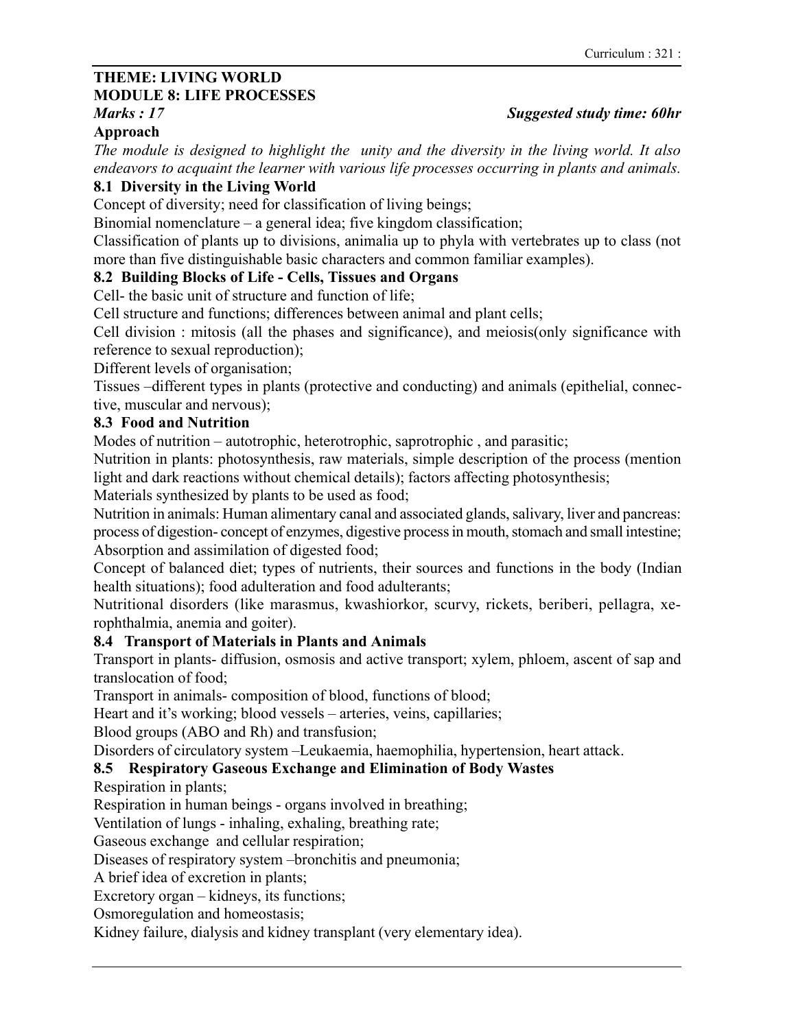**THEME: LIVING WORLD**

**MODULE 8: LIFE PROCESSES**

***Marks : 17*** ***Suggested study time: 60hr***

**Approach**

*The module is designed to highlight the unity and the diversity in the living world. It also endeavors to acquaint the learner with various life processes occurring in plants and animals.*

### 8.1 Diversity in the Living World

Concept of diversity; need for classification of living beings;

Binomial nomenclature – a general idea; five kingdom classification;

Classification of plants up to divisions, animalia up to phyla with vertebrates up to class (not more than five distinguishable basic characters and common familiar examples).

### 8.2 Building Blocks of Life - Cells, Tissues and Organs

Cell- the basic unit of structure and function of life;

Cell structure and functions; differences between animal and plant cells;

Cell division : mitosis (all the phases and significance), and meiosis(only significance with reference to sexual reproduction);

Different levels of organisation;

Tissues –different types in plants (protective and conducting) and animals (epithelial, connective, muscular and nervous);

### 8.3 Food and Nutrition

Modes of nutrition – autotrophic, heterotrophic, saprotrophic , and parasitic;

Nutrition in plants: photosynthesis, raw materials, simple description of the process (mention light and dark reactions without chemical details); factors affecting photosynthesis;

Materials synthesized by plants to be used as food;

Nutrition in animals: Human alimentary canal and associated glands, salivary, liver and pancreas: process of digestion- concept of enzymes, digestive process in mouth, stomach and small intestine;

Absorption and assimilation of digested food;

Concept of balanced diet; types of nutrients, their sources and functions in the body (Indian health situations); food adulteration and food adulterants;

Nutritional disorders (like marasmus, kwashiorkor, scurvy, rickets, beriberi, pellagra, xerophthalmia, anemia and goiter).

### 8.4 Transport of Materials in Plants and Animals

Transport in plants- diffusion, osmosis and active transport; xylem, phloem, ascent of sap and translocation of food;

Transport in animals- composition of blood, functions of blood;

Heart and it's working; blood vessels – arteries, veins, capillaries;

Blood groups (ABO and Rh) and transfusion;

Disorders of circulatory system –Leukaemia, haemophilia, hypertension, heart attack.

### 8.5 Respiratory Gaseous Exchange and Elimination of Body Wastes

Respiration in plants;

Respiration in human beings - organs involved in breathing;

Ventilation of lungs - inhaling, exhaling, breathing rate;

Gaseous exchange and cellular respiration;

Diseases of respiratory system –bronchitis and pneumonia;

A brief idea of excretion in plants;

Excretory organ – kidneys, its functions;

Osmoregulation and homeostasis;

Kidney failure, dialysis and kidney transplant (very elementary idea).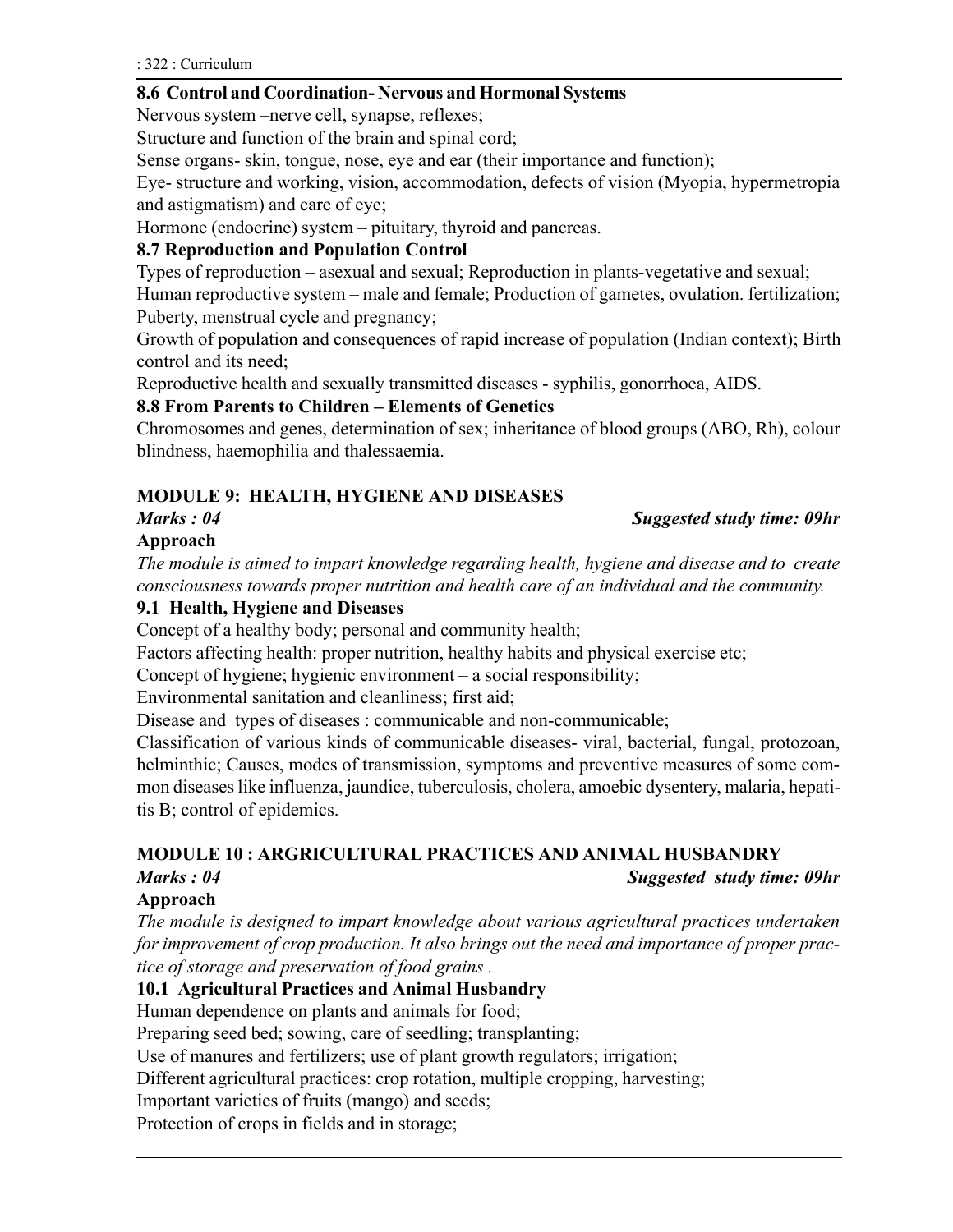### 8.6 Control and Coordination- Nervous and Hormonal Systems

Nervous system –nerve cell, synapse, reflexes;

Structure and function of the brain and spinal cord;

Sense organs- skin, tongue, nose, eye and ear (their importance and function);

Eye- structure and working, vision, accommodation, defects of vision (Myopia, hypermetropia and astigmatism) and care of eye;

Hormone (endocrine) system – pituitary, thyroid and pancreas.

### 8.7 Reproduction and Population Control

Types of reproduction – asexual and sexual; Reproduction in plants-vegetative and sexual;

Human reproductive system – male and female; Production of gametes, ovulation. fertilization; Puberty, menstrual cycle and pregnancy;

Growth of population and consequences of rapid increase of population (Indian context); Birth control and its need;

Reproductive health and sexually transmitted diseases - syphilis, gonorrhoea, AIDS.

### 8.8 From Parents to Children – Elements of Genetics

Chromosomes and genes, determination of sex; inheritance of blood groups (ABO, Rh), colour blindness, haemophilia and thalessaemia.

## MODULE 9: HEALTH, HYGIENE AND DISEASES

***Marks : 04*** ***Suggested study time: 09hr***

**Approach**

*The module is aimed to impart knowledge regarding health, hygiene and disease and to create consciousness towards proper nutrition and health care of an individual and the community.*

### 9.1 Health, Hygiene and Diseases

Concept of a healthy body; personal and community health;

Factors affecting health: proper nutrition, healthy habits and physical exercise etc;

Concept of hygiene; hygienic environment – a social responsibility;

Environmental sanitation and cleanliness; first aid;

Disease and types of diseases : communicable and non-communicable;

Classification of various kinds of communicable diseases- viral, bacterial, fungal, protozoan, helminthic; Causes, modes of transmission, symptoms and preventive measures of some common diseases like influenza, jaundice, tuberculosis, cholera, amoebic dysentery, malaria, hepatitis B; control of epidemics.

## MODULE 10 : ARGRICULTURAL PRACTICES AND ANIMAL HUSBANDRY

***Marks : 04*** ***Suggested study time: 09hr***

**Approach**

*The module is designed to impart knowledge about various agricultural practices undertaken for improvement of crop production. It also brings out the need and importance of proper practice of storage and preservation of food grains .*

### 10.1 Agricultural Practices and Animal Husbandry

Human dependence on plants and animals for food;

Preparing seed bed; sowing, care of seedling; transplanting;

Use of manures and fertilizers; use of plant growth regulators; irrigation;

Different agricultural practices: crop rotation, multiple cropping, harvesting;

Important varieties of fruits (mango) and seeds;

Protection of crops in fields and in storage;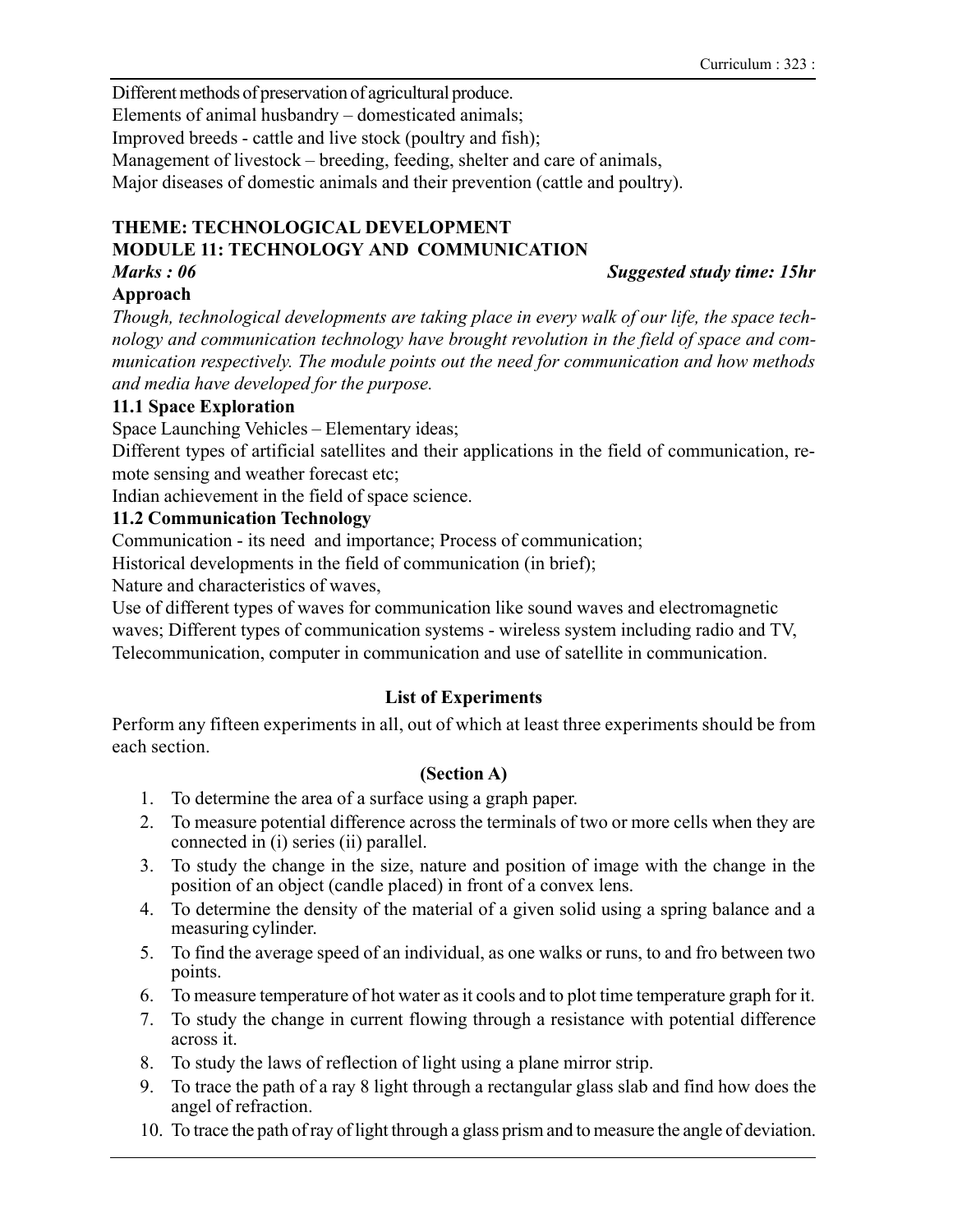Different methods of preservation of agricultural produce.

Elements of animal husbandry – domesticated animals;

Improved breeds - cattle and live stock (poultry and fish);

Management of livestock – breeding, feeding, shelter and care of animals,

Major diseases of domestic animals and their prevention (cattle and poultry).

## THEME: TECHNOLOGICAL DEVELOPMENT

## MODULE 11: TECHNOLOGY AND COMMUNICATION

***Marks : 06*** ***Suggested study time: 15hr***

### Approach

*Though, technological developments are taking place in every walk of our life, the space technology and communication technology have brought revolution in the field of space and communication respectively. The module points out the need for communication and how methods and media have developed for the purpose.*

### 11.1 Space Exploration

Space Launching Vehicles – Elementary ideas;

Different types of artificial satellites and their applications in the field of communication, remote sensing and weather forecast etc;

Indian achievement in the field of space science.

### 11.2 Communication Technology

Communication - its need and importance; Process of communication;

Historical developments in the field of communication (in brief);

Nature and characteristics of waves,

Use of different types of waves for communication like sound waves and electromagnetic waves; Different types of communication systems - wireless system including radio and TV, Telecommunication, computer in communication and use of satellite in communication.

### List of Experiments

Perform any fifteen experiments in all, out of which at least three experiments should be from each section.

#### (Section A)

1. To determine the area of a surface using a graph paper.
2. To measure potential difference across the terminals of two or more cells when they are connected in (i) series (ii) parallel.
3. To study the change in the size, nature and position of image with the change in the position of an object (candle placed) in front of a convex lens.
4. To determine the density of the material of a given solid using a spring balance and a measuring cylinder.
5. To find the average speed of an individual, as one walks or runs, to and fro between two points.
6. To measure temperature of hot water as it cools and to plot time temperature graph for it.
7. To study the change in current flowing through a resistance with potential difference across it.
8. To study the laws of reflection of light using a plane mirror strip.
9. To trace the path of a ray 8 light through a rectangular glass slab and find how does the angel of refraction.
10. To trace the path of ray of light through a glass prism and to measure the angle of deviation.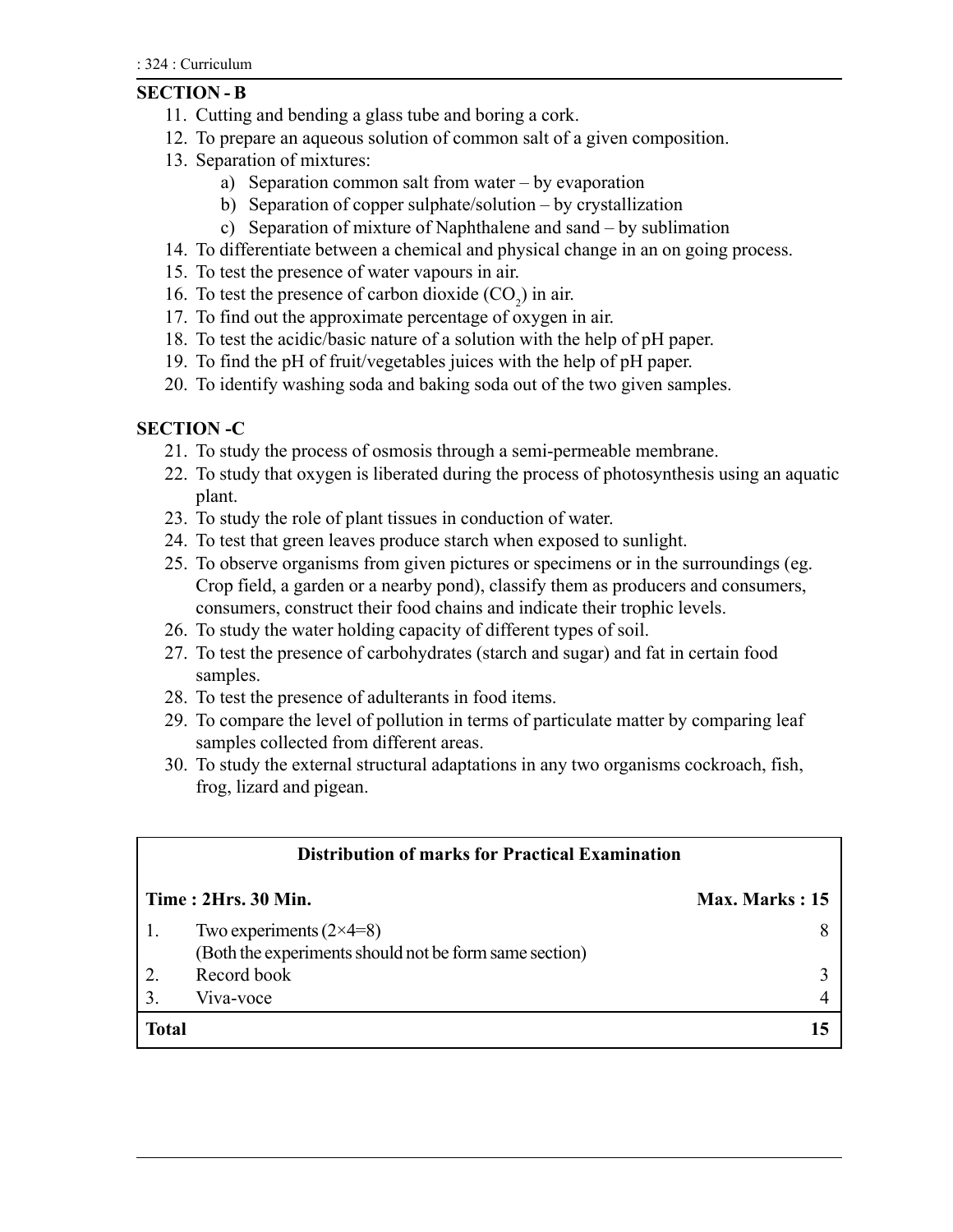## SECTION - B

11. Cutting and bending a glass tube and boring a cork.
12. To prepare an aqueous solution of common salt of a given composition.
13. Separation of mixtures:
    a) Separation common salt from water – by evaporation
    b) Separation of copper sulphate/solution – by crystallization
    c) Separation of mixture of Naphthalene and sand – by sublimation
14. To differentiate between a chemical and physical change in an on going process.
15. To test the presence of water vapours in air.
16. To test the presence of carbon dioxide ($CO_2$) in air.
17. To find out the approximate percentage of oxygen in air.
18. To test the acidic/basic nature of a solution with the help of pH paper.
19. To find the pH of fruit/vegetables juices with the help of pH paper.
20. To identify washing soda and baking soda out of the two given samples.

## SECTION -C

21. To study the process of osmosis through a semi-permeable membrane.
22. To study that oxygen is liberated during the process of photosynthesis using an aquatic plant.
23. To study the role of plant tissues in conduction of water.
24. To test that green leaves produce starch when exposed to sunlight.
25. To observe organisms from given pictures or specimens or in the surroundings (eg. Crop field, a garden or a nearby pond), classify them as producers and consumers, consumers, construct their food chains and indicate their trophic levels.
26. To study the water holding capacity of different types of soil.
27. To test the presence of carbohydrates (starch and sugar) and fat in certain food samples.
28. To test the presence of adulterants in food items.
29. To compare the level of pollution in terms of particulate matter by comparing leaf samples collected from different areas.
30. To study the external structural adaptations in any two organisms cockroach, fish, frog, lizard and pigean.

**Distribution of marks for Practical Examination**

| **Time : 2Hrs. 30 Min.** | | **Max. Marks : 15** |
|---|---|---|
| 1. | Two experiments (2×4=8)<br>(Both the experiments should not be form same section) | 8 |
| 2. | Record book | 3 |
| 3. | Viva-voce | 4 |
| **Total** | | **15** |